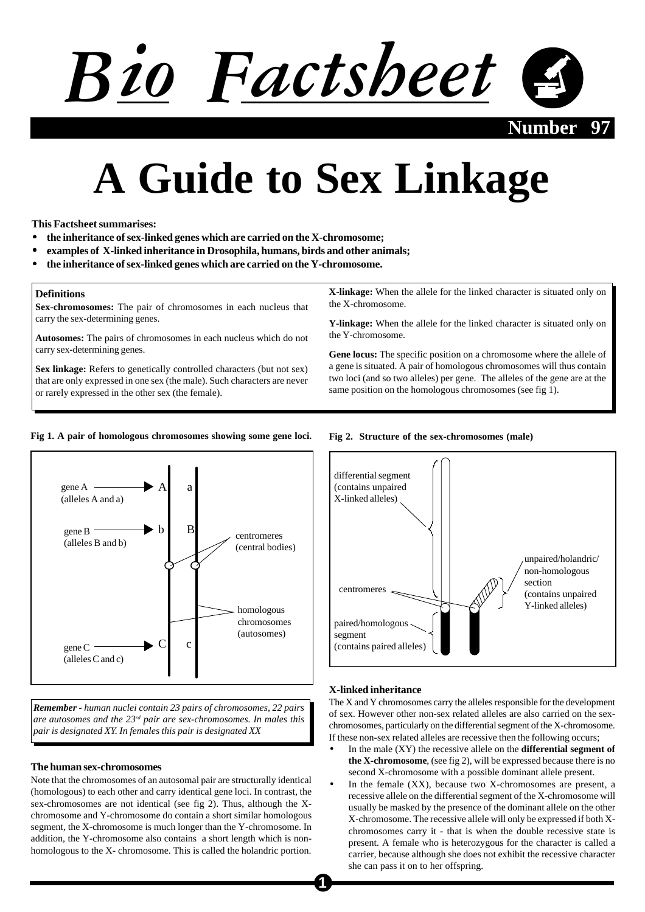# Bio Factsheet

Number 97

# A Guide to Sex Linkage

**This Factsheet summarises:**

- **the inheritance of sex-linked genes which are carried on the X-chromosome;**
- **examples of X-linked inheritance in Drosophila, humans, birds and other animals;**
- **the inheritance of sex-linked genes which are carried on the Y-chromosome.**

**Definitions**

**Sex-chromosomes:** The pair of chromosomes in each nucleus that carry the sex-determining genes.

**Autosomes:** The pairs of chromosomes in each nucleus which do not carry sex-determining genes.

**Sex linkage:** Refers to genetically controlled characters (but not sex) that are only expressed in one sex (the male). Such characters are never or rarely expressed in the other sex (the female).

**X-linkage:** When the allele for the linked character is situated only on the X-chromosome.

**Y-linkage:** When the allele for the linked character is situated only on the Y-chromosome.

**Gene locus:** The specific position on a chromosome where the allele of a gene is situated. A pair of homologous chromosomes will thus contain two loci (and so two alleles) per gene. The alleles of the gene are at the same position on the homologous chromosomes (see fig 1).

**Fig 1. A pair of homologous chromosomes showing some gene loci.**

gene A (alleles A and a) → A | a

gene B (alleles B and b) → b | B

centromeres (central bodies)

homologous chromosomes (autosomes)

gene C (alleles C and c) → C | c

*__Remember -__ human nuclei contain 23 pairs of chromosomes, 22 pairs are autosomes and the 23rd pair are sex-chromosomes. In males this pair is designated XY. In females this pair is designated XX*

### The human sex-chromosomes

Note that the chromosomes of an autosomal pair are structurally identical (homologous) to each other and carry identical gene loci. In contrast, the sex-chromosomes are not identical (see fig 2). Thus, although the X-chromosome and Y-chromosome do contain a short similar homologous segment, the X-chromosome is much longer than the Y-chromosome. In addition, the Y-chromosome also contains a short length which is non-homologous to the X- chromosome. This is called the holandric portion.

**Fig 2. Structure of the sex-chromosomes (male)**

differential segment (contains unpaired X-linked alleles)

centromeres

paired/homologous segment (contains paired alleles)

unpaired/holandric/non-homologous section (contains unpaired Y-linked alleles)

### X-linked inheritance

The X and Y chromosomes carry the alleles responsible for the development of sex. However other non-sex related alleles are also carried on the sex-chromosomes, particularly on the differential segment of the X-chromosome. If these non-sex related alleles are recessive then the following occurs;

- In the male (XY) the recessive allele on the **differential segment of the X-chromosome**, (see fig 2), will be expressed because there is no second X-chromosome with a possible dominant allele present.
- In the female (XX), because two X-chromosomes are present, a recessive allele on the differential segment of the X-chromosome will usually be masked by the presence of the dominant allele on the other X-chromosome. The recessive allele will only be expressed if both X-chromosomes carry it - that is when the double recessive state is present. A female who is heterozygous for the character is called a carrier, because although she does not exhibit the recessive character she can pass it on to her offspring.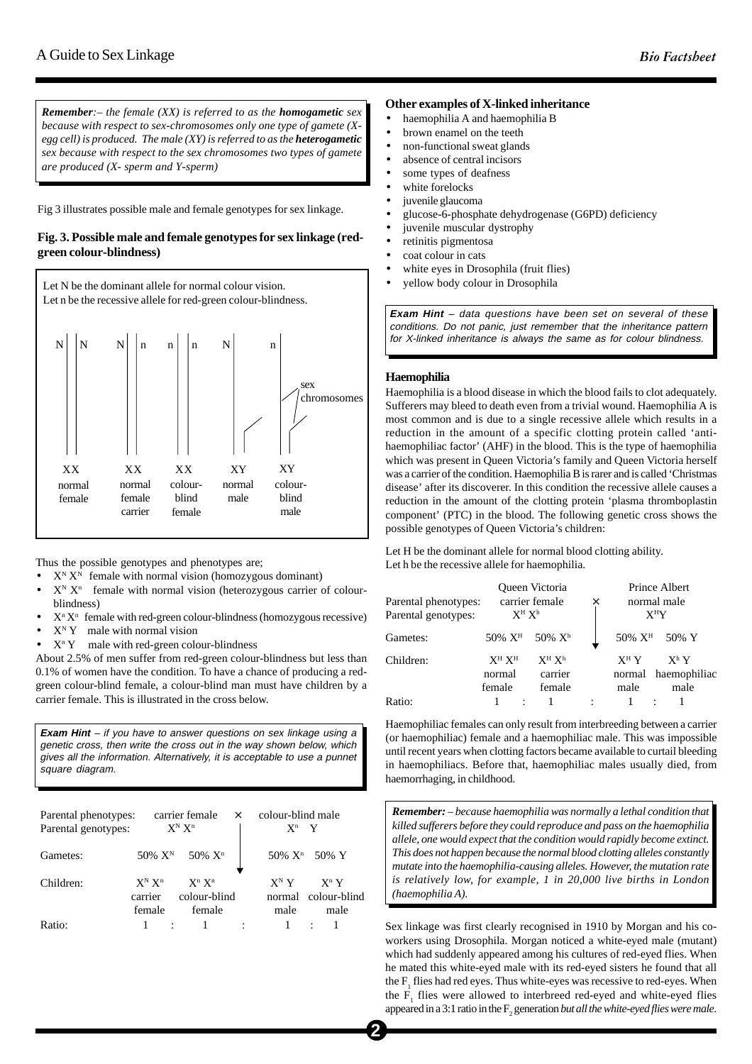*Remember:– the female (XX) is referred to as the **homogametic** sex because with respect to sex-chromosomes only one type of gamete (X-egg cell) is produced. The male (XY) is referred to as the **heterogametic** sex because with respect to the sex chromosomes two types of gamete are produced (X- sperm and Y-sperm)*

Fig 3 illustrates possible male and female genotypes for sex linkage.

**Fig. 3. Possible male and female genotypes for sex linkage (red-green colour-blindness)**

Let N be the dominant allele for normal colour vision.
Let n be the recessive allele for red-green colour-blindness.

| N N | N n | n n | N | n |
|---|---|---|---|---|
| XX | XX | XX | XY | XY |
| normal female | normal female carrier | colour-blind female | normal male | colour-blind male |

(sex chromosomes)

Thus the possible genotypes and phenotypes are;

- $X^N X^N$ female with normal vision (homozygous dominant)
- $X^N X^n$ female with normal vision (heterozygous carrier of colour-blindness)
- $X^n X^n$ female with red-green colour-blindness (homozygous recessive)
- $X^N Y$ male with normal vision
- $X^n Y$ male with red-green colour-blindness

About 2.5% of men suffer from red-green colour-blindness but less than 0.1% of women have the condition. To have a chance of producing a red-green colour-blind female, a colour-blind man must have children by a carrier female. This is illustrated in the cross below.

***Exam Hint** – if you have to answer questions on sex linkage using a genetic cross, then write the cross out in the way shown below, which gives all the information. Alternatively, it is acceptable to use a punnet square diagram.*

| | | | | | |
|---|---|---|---|---|---|
| Parental phenotypes: | carrier female | | × | colour-blind male | |
| Parental genotypes: | $X^N X^n$ | | | $X^n$ Y | |
| Gametes: | 50% $X^N$ | 50% $X^n$ | | 50% $X^n$ | 50% Y |
| Children: | $X^N X^n$ carrier female | $X^n X^n$ colour-blind female | | $X^N Y$ normal male | $X^n Y$ colour-blind male |
| Ratio: | 1 : | 1 | : | 1 : | 1 |

### Other examples of X-linked inheritance

- haemophilia A and haemophilia B
- brown enamel on the teeth
- non-functional sweat glands
- absence of central incisors
- some types of deafness
- white forelocks
- juvenile glaucoma
- glucose-6-phosphate dehydrogenase (G6PD) deficiency
- juvenile muscular dystrophy
- retinitis pigmentosa
- coat colour in cats
- white eyes in Drosophila (fruit flies)
- yellow body colour in Drosophila

***Exam Hint** – data questions have been set on several of these conditions. Do not panic, just remember that the inheritance pattern for X-linked inheritance is always the same as for colour blindness.*

### Haemophilia

Haemophilia is a blood disease in which the blood fails to clot adequately. Sufferers may bleed to death even from a trivial wound. Haemophilia A is most common and is due to a single recessive allele which results in a reduction in the amount of a specific clotting protein called 'anti-haemophiliac factor' (AHF) in the blood. This is the type of haemophilia which was present in Queen Victoria's family and Queen Victoria herself was a carrier of the condition. Haemophilia B is rarer and is called 'Christmas disease' after its discoverer. In this condition the recessive allele causes a reduction in the amount of the clotting protein 'plasma thromboplastin component' (PTC) in the blood. The following genetic cross shows the possible genotypes of Queen Victoria's children:

Let H be the dominant allele for normal blood clotting ability.
Let h be the recessive allele for haemophilia.

| | | | | | |
|---|---|---|---|---|---|
| Parental phenotypes: | Queen Victoria carrier female | | × | Prince Albert normal male | |
| Parental genotypes: | $X^H X^h$ | | | $X^H Y$ | |
| Gametes: | 50% $X^H$ | 50% $X^h$ | | 50% $X^H$ | 50% Y |
| Children: | $X^H X^H$ normal female | $X^H X^h$ carrier female | | $X^H Y$ normal male | $X^h Y$ haemophiliac male |
| Ratio: | 1 : | 1 | : | 1 : | 1 |

Haemophiliac females can only result from interbreeding between a carrier (or haemophiliac) female and a haemophiliac male. This was impossible until recent years when clotting factors became available to curtail bleeding in haemophiliacs. Before that, haemophiliac males usually died, from haemorrhaging, in childhood.

***Remember:** – because haemophilia was normally a lethal condition that killed sufferers before they could reproduce and pass on the haemophilia allele, one would expect that the condition would rapidly become extinct. This does not happen because the normal blood clotting alleles constantly mutate into the haemophilia-causing alleles. However, the mutation rate is relatively low, for example, 1 in 20,000 live births in London (haemophilia A).*

Sex linkage was first clearly recognised in 1910 by Morgan and his co-workers using Drosophila. Morgan noticed a white-eyed male (mutant) which had suddenly appeared among his cultures of red-eyed flies. When he mated this white-eyed male with its red-eyed sisters he found that all the $F_1$ flies had red eyes. Thus white-eyes was recessive to red-eyes. When the $F_1$ flies were allowed to interbreed red-eyed and white-eyed flies appeared in a 3:1 ratio in the $F_2$ generation *but all the white-eyed flies were male*.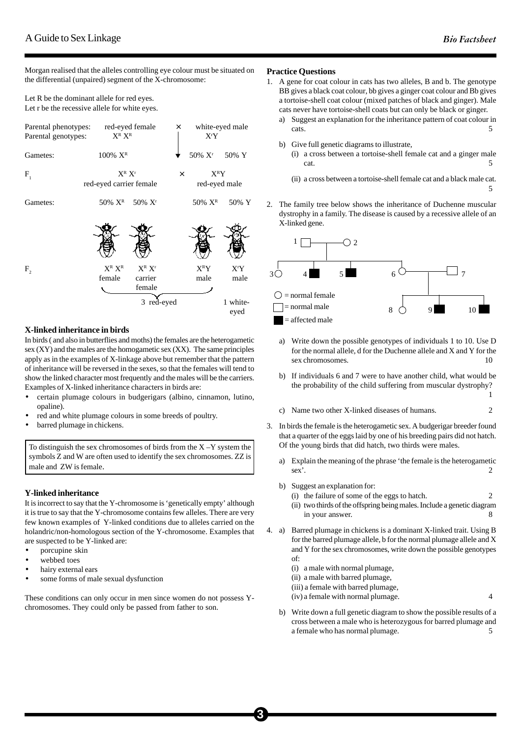Morgan realised that the alleles controlling eye colour must be situated on the differential (unpaired) segment of the X-chromosome:

Let R be the dominant allele for red eyes.
Let r be the recessive allele for white eyes.

| | | | |
|---|---|---|---|
| Parental phenotypes: | red-eyed female | × | white-eyed male |
| Parental genotypes: | $X^R X^R$ | | $X^r Y$ |
| Gametes: | 100% $X^R$ | | 50% $X^r$ 50% Y |
| $F_1$ | $X^R X^r$ red-eyed carrier female | × | $X^R Y$ red-eyed male |
| Gametes: | 50% $X^R$ 50% $X^r$ | | 50% $X^R$ 50% Y |

| | | | | |
|---|---|---|---|---|
| $F_2$ | $X^R X^R$ female | $X^R X^r$ carrier female | $X^R Y$ male | $X^r Y$ male |
| | 3 red-eyed | | | 1 white-eyed |

### X-linked inheritance in birds

In birds ( and also in butterflies and moths) the females are the heterogametic sex (XY) and the males are the homogametic sex (XX). The same principles apply as in the examples of X-linkage above but remember that the pattern of inheritance will be reversed in the sexes, so that the females will tend to show the linked character most frequently and the males will be the carriers. Examples of X-linked inheritance characters in birds are:

- certain plumage colours in budgerigars (albino, cinnamon, lutino, opaline).
- red and white plumage colours in some breeds of poultry.
- barred plumage in chickens.

> To distinguish the sex chromosomes of birds from the X –Y system the symbols Z and W are often used to identify the sex chromosomes. ZZ is male and ZW is female.

### Y-linked inheritance

It is incorrect to say that the Y-chromosome is 'genetically empty' although it is true to say that the Y-chromosome contains few alleles. There are very few known examples of Y-linked conditions due to alleles carried on the holandric/non-homologous section of the Y-chromosome. Examples that are suspected to be Y-linked are:

- porcupine skin
- webbed toes
- hairy external ears
- some forms of male sexual dysfunction

These conditions can only occur in men since women do not possess Y-chromosomes. They could only be passed from father to son.

### Practice Questions

1. A gene for coat colour in cats has two alleles, B and b. The genotype BB gives a black coat colour, bb gives a ginger coat colour and Bb gives a tortoise-shell coat colour (mixed patches of black and ginger). Male cats never have tortoise-shell coats but can only be black or ginger.
   a) Suggest an explanation for the inheritance pattern of coat colour in cats. 5
   b) Give full genetic diagrams to illustrate,
      (i) a cross between a tortoise-shell female cat and a ginger male cat. 5
      (ii) a cross between a tortoise-shell female cat and a black male cat. 5

2. The family tree below shows the inheritance of Duchenne muscular dystrophy in a family. The disease is caused by a recessive allele of an X-linked gene.

   (Family tree: 1 (normal male) × 2 (normal female); children 3 (normal female), 4 (affected male), 5 (affected male), 6 (normal female); 6 × 7 (normal male); children 8 (normal female), 9 (affected male), 10 (affected male).)

   ○ = normal female
   □ = normal male
   ■ = affected male

   a) Write down the possible genotypes of individuals 1 to 10. Use D for the normal allele, d for the Duchenne allele and X and Y for the sex chromosomes. 10
   b) If individuals 6 and 7 were to have another child, what would be the probability of the child suffering from muscular dystrophy? 1
   c) Name two other X-linked diseases of humans. 2

3. In birds the female is the heterogametic sex. A budgerigar breeder found that a quarter of the eggs laid by one of his breeding pairs did not hatch. Of the young birds that did hatch, two thirds were males.
   a) Explain the meaning of the phrase 'the female is the heterogametic sex'. 2
   b) Suggest an explanation for:
      (i) the failure of some of the eggs to hatch. 2
      (ii) two thirds of the offspring being males. Include a genetic diagram in your answer. 8

4. a) Barred plumage in chickens is a dominant X-linked trait. Using B for the barred plumage allele, b for the normal plumage allele and X and Y for the sex chromosomes, write down the possible genotypes of:
      (i) a male with normal plumage,
      (ii) a male with barred plumage,
      (iii) a female with barred plumage,
      (iv) a female with normal plumage. 4
   b) Write down a full genetic diagram to show the possible results of a cross between a male who is heterozygous for barred plumage and a female who has normal plumage. 5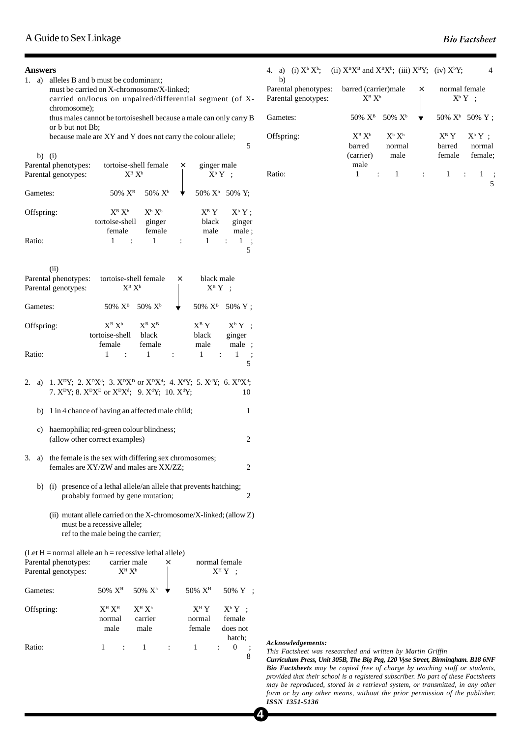## Answers

1. a) alleles B and b must be codominant;
   must be carried on X-chromosome/X-linked;
   carried on/locus on unpaired/differential segment (of X-chromosome);
   thus males cannot be tortoiseshell because a male can only carry B or b but not Bb;
   because male are XY and Y does not carry the colour allele; 5

   b) (i)

| | | | | | |
|---|---|---|---|---|---|
| Parental phenotypes: | tortoise-shell female | | × | ginger male | |
| Parental genotypes: | $X^B X^b$ | | | $X^b Y$ ; | |
| Gametes: | 50% $X^B$ | 50% $X^b$ | | 50% $X^b$ | 50% Y; |
| Offspring: | $X^B X^b$ tortoise-shell female | $X^b X^b$ ginger female | | $X^B Y$ black male | $X^b Y$ ; ginger male ; |
| Ratio: | 1 : | 1 | : | 1 : | 1 ; |

5

   (ii)

| | | | | | |
|---|---|---|---|---|---|
| Parental phenotypes: | tortoise-shell female | | × | black male | |
| Parental genotypes: | $X^B X^b$ | | | $X^B Y$ ; | |
| Gametes: | 50% $X^B$ | 50% $X^b$ | | 50% $X^B$ | 50% Y ; |
| Offspring: | $X^B X^b$ tortoise-shell female | $X^B X^B$ black female | | $X^B Y$ black male | $X^b Y$ ; ginger male ; |
| Ratio: | 1 : | 1 | : | 1 : | 1 ; |

5

2. a) 1. $X^DY$; 2. $X^DX^d$; 3. $X^DX^D$ or $X^DX^d$; 4. $X^dY$; 5. $X^dY$; 6. $X^DX^d$; 7. $X^DY$; 8. $X^DX^D$ or $X^DX^d$; 9. $X^dY$; 10. $X^dY$; 10

   b) 1 in 4 chance of having an affected male child; 1

   c) haemophilia; red-green colour blindness;
   (allow other correct examples) 2

3. a) the female is the sex with differing sex chromosomes;
   females are XY/ZW and males are XX/ZZ; 2

   b) (i) presence of a lethal allele/an allele that prevents hatching;
   probably formed by gene mutation; 2

   (ii) mutant allele carried on the X-chromosome/X-linked; (allow Z)
   must be a recessive allele;
   ref to the male being the carrier;

(Let H = normal allele an h = recessive lethal allele)

| | | | | | |
|---|---|---|---|---|---|
| Parental phenotypes: | carrier male | | × | normal female | |
| Parental genotypes: | $X^H X^h$ | | | $X^H Y$ ; | |
| Gametes: | 50% $X^H$ | 50% $X^h$ | | 50% $X^H$ | 50% Y ; |
| Offspring: | $X^H X^H$ normal male | $X^H X^h$ carrier male | | $X^H Y$ normal female | $X^h Y$ ; female does not hatch; |
| Ratio: | 1 : | 1 | : | 1 : | 0 ; |

8

4. a) (i) $X^b X^b$; (ii) $X^BX^B$ and $X^BX^b$; (iii) $X^BY$; (iv) $X^bY$; 4

   b)

| | | | | | |
|---|---|---|---|---|---|
| Parental phenotypes: | barred (carrier)male | | × | normal female | |
| Parental genotypes: | $X^B X^b$ | | | $X^b Y$ ; | |
| Gametes: | 50% $X^B$ | 50% $X^b$ | | 50% $X^b$ | 50% Y ; |
| Offspring: | $X^B X^b$ barred (carrier) male | $X^b X^h$ normal male | | $X^B Y$ barred female | $X^b Y$ ; normal female; |
| Ratio: | 1 : | 1 | : | 1 : | 1 ; |

5

***Acknowledgements:***
*This Factsheet was researched and written by Martin Griffin*
***Curriculum Press, Unit 305B, The Big Peg, 120 Vyse Street, Birmingham. B18 6NF***
***Bio Factsheets** may be copied free of charge by teaching staff or students, provided that their school is a registered subscriber. No part of these Factsheets may be reproduced, stored in a retrieval system, or transmitted, in any other form or by any other means, without the prior permission of the publisher.*
***ISSN 1351-5136***